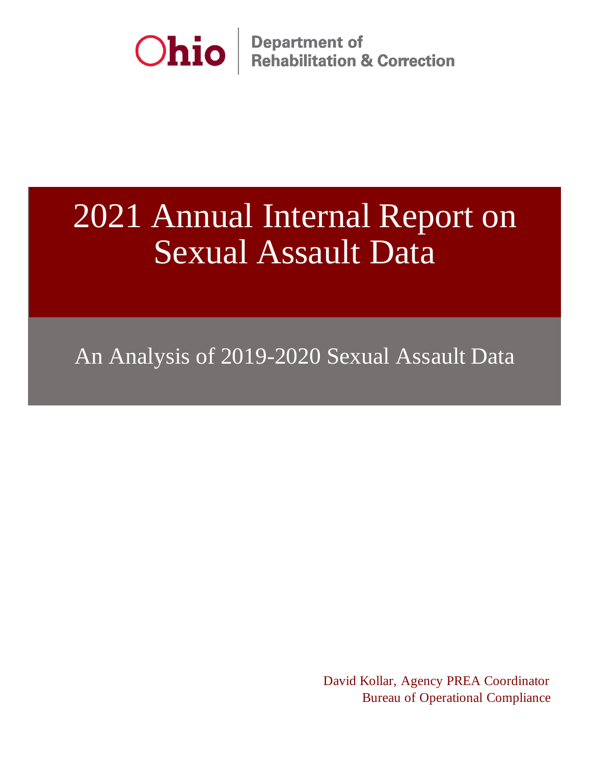Ohio | Department of Rehabilitation & Correction

# 2021 Annual Internal Report on Sexual Assault Data

## An Analysis of 2019-2020 Sexual Assault Data

David Kollar, Agency PREA Coordinator
Bureau of Operational Compliance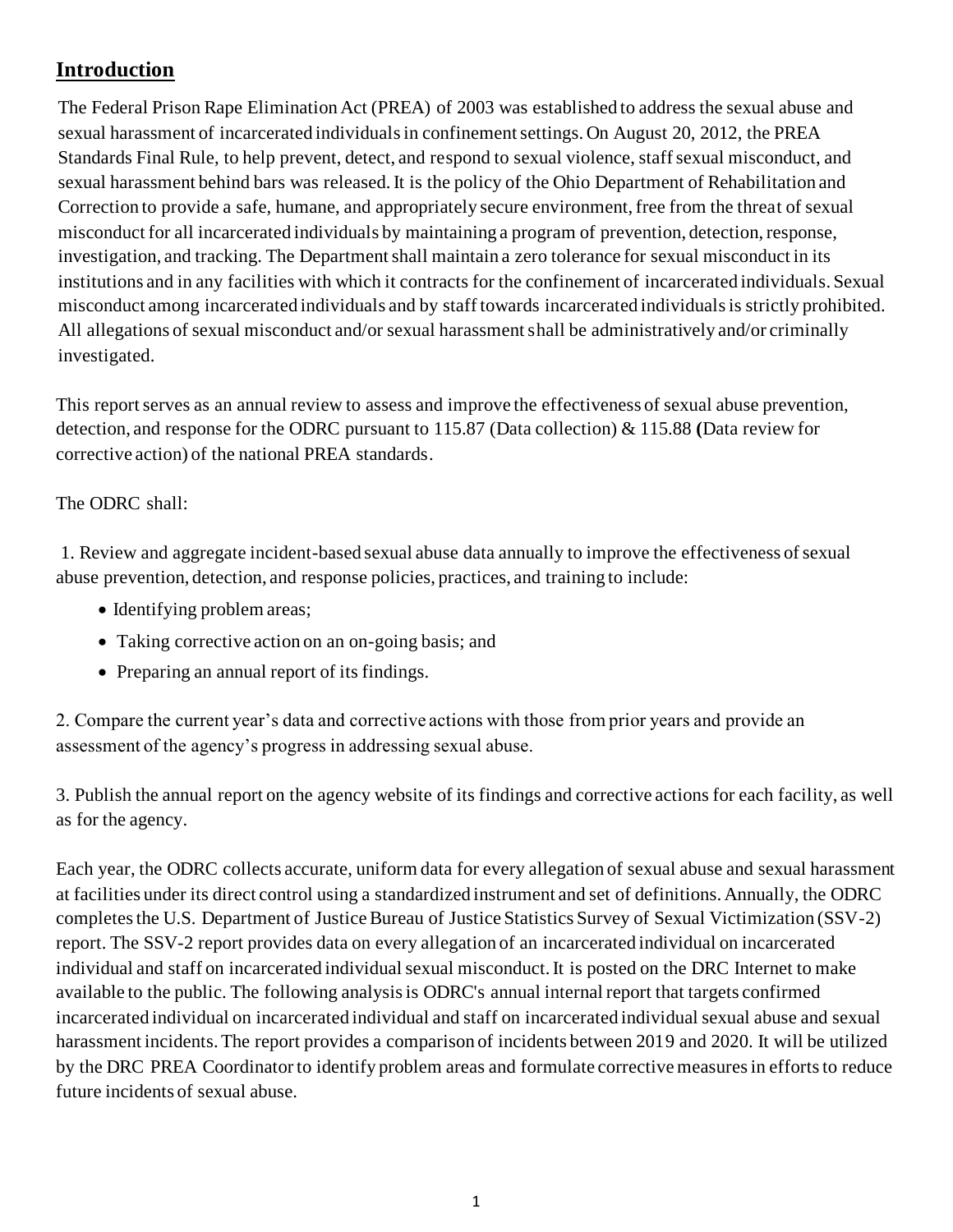## Introduction

The Federal Prison Rape Elimination Act (PREA) of 2003 was established to address the sexual abuse and sexual harassment of incarcerated individuals in confinement settings. On August 20, 2012, the PREA Standards Final Rule, to help prevent, detect, and respond to sexual violence, staff sexual misconduct, and sexual harassment behind bars was released. It is the policy of the Ohio Department of Rehabilitation and Correction to provide a safe, humane, and appropriately secure environment, free from the threat of sexual misconduct for all incarcerated individuals by maintaining a program of prevention, detection, response, investigation, and tracking. The Department shall maintain a zero tolerance for sexual misconduct in its institutions and in any facilities with which it contracts for the confinement of incarcerated individuals. Sexual misconduct among incarcerated individuals and by staff towards incarcerated individuals is strictly prohibited. All allegations of sexual misconduct and/or sexual harassment shall be administratively and/or criminally investigated.

This report serves as an annual review to assess and improve the effectiveness of sexual abuse prevention, detection, and response for the ODRC pursuant to 115.87 (Data collection) & 115.88 **(**Data review for corrective action) of the national PREA standards.

The ODRC shall:

1. Review and aggregate incident-based sexual abuse data annually to improve the effectiveness of sexual abuse prevention, detection, and response policies, practices, and training to include:
   - Identifying problem areas;
   - Taking corrective action on an on-going basis; and
   - Preparing an annual report of its findings.

2. Compare the current year's data and corrective actions with those from prior years and provide an assessment of the agency's progress in addressing sexual abuse.

3. Publish the annual report on the agency website of its findings and corrective actions for each facility, as well as for the agency.

Each year, the ODRC collects accurate, uniform data for every allegation of sexual abuse and sexual harassment at facilities under its direct control using a standardized instrument and set of definitions. Annually, the ODRC completes the U.S. Department of Justice Bureau of Justice Statistics Survey of Sexual Victimization (SSV-2) report. The SSV-2 report provides data on every allegation of an incarcerated individual on incarcerated individual and staff on incarcerated individual sexual misconduct. It is posted on the DRC Internet to make available to the public. The following analysis is ODRC's annual internal report that targets confirmed incarcerated individual on incarcerated individual and staff on incarcerated individual sexual abuse and sexual harassment incidents. The report provides a comparison of incidents between 2019 and 2020. It will be utilized by the DRC PREA Coordinator to identify problem areas and formulate corrective measures in efforts to reduce future incidents of sexual abuse.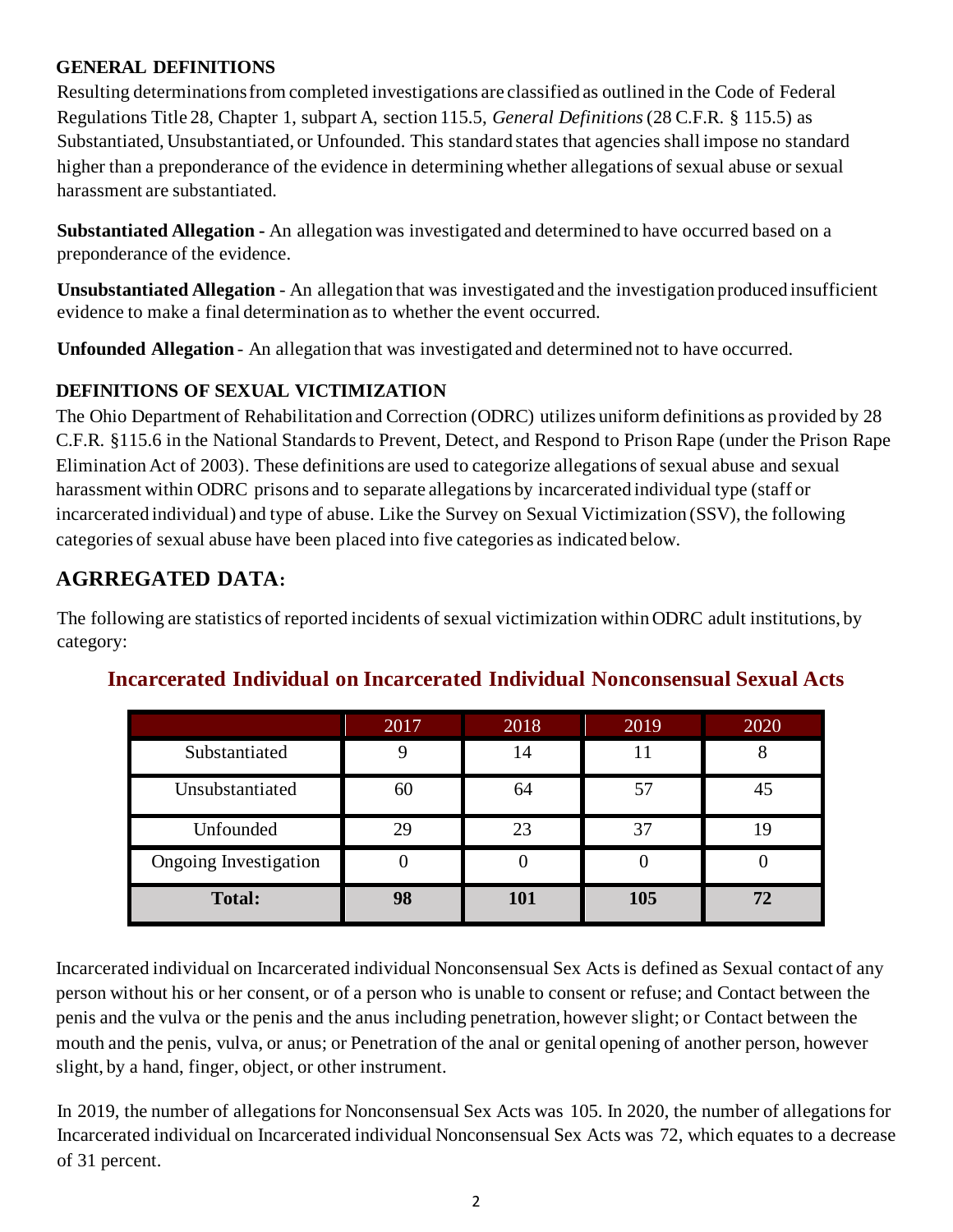### GENERAL DEFINITIONS

Resulting determinations from completed investigations are classified as outlined in the Code of Federal Regulations Title 28, Chapter 1, subpart A, section 115.5, *General Definitions* (28 C.F.R. § 115.5) as Substantiated, Unsubstantiated, or Unfounded. This standard states that agencies shall impose no standard higher than a preponderance of the evidence in determining whether allegations of sexual abuse or sexual harassment are substantiated.

**Substantiated Allegation -** An allegation was investigated and determined to have occurred based on a preponderance of the evidence.

**Unsubstantiated Allegation** - An allegation that was investigated and the investigation produced insufficient evidence to make a final determination as to whether the event occurred.

**Unfounded Allegation** - An allegation that was investigated and determined not to have occurred.

### DEFINITIONS OF SEXUAL VICTIMIZATION

The Ohio Department of Rehabilitation and Correction (ODRC) utilizes uniform definitions as provided by 28 C.F.R. §115.6 in the National Standards to Prevent, Detect, and Respond to Prison Rape (under the Prison Rape Elimination Act of 2003). These definitions are used to categorize allegations of sexual abuse and sexual harassment within ODRC prisons and to separate allegations by incarcerated individual type (staff or incarcerated individual) and type of abuse. Like the Survey on Sexual Victimization (SSV), the following categories of sexual abuse have been placed into five categories as indicated below.

## AGRREGATED DATA:

The following are statistics of reported incidents of sexual victimization within ODRC adult institutions, by category:

### Incarcerated Individual on Incarcerated Individual Nonconsensual Sexual Acts

| | 2017 | 2018 | 2019 | 2020 |
|---|---|---|---|---|
| Substantiated | 9 | 14 | 11 | 8 |
| Unsubstantiated | 60 | 64 | 57 | 45 |
| Unfounded | 29 | 23 | 37 | 19 |
| Ongoing Investigation | 0 | 0 | 0 | 0 |
| **Total:** | **98** | **101** | **105** | **72** |

Incarcerated individual on Incarcerated individual Nonconsensual Sex Acts is defined as Sexual contact of any person without his or her consent, or of a person who is unable to consent or refuse; and Contact between the penis and the vulva or the penis and the anus including penetration, however slight; or Contact between the mouth and the penis, vulva, or anus; or Penetration of the anal or genital opening of another person, however slight, by a hand, finger, object, or other instrument.

In 2019, the number of allegations for Nonconsensual Sex Acts was 105. In 2020, the number of allegations for Incarcerated individual on Incarcerated individual Nonconsensual Sex Acts was 72, which equates to a decrease of 31 percent.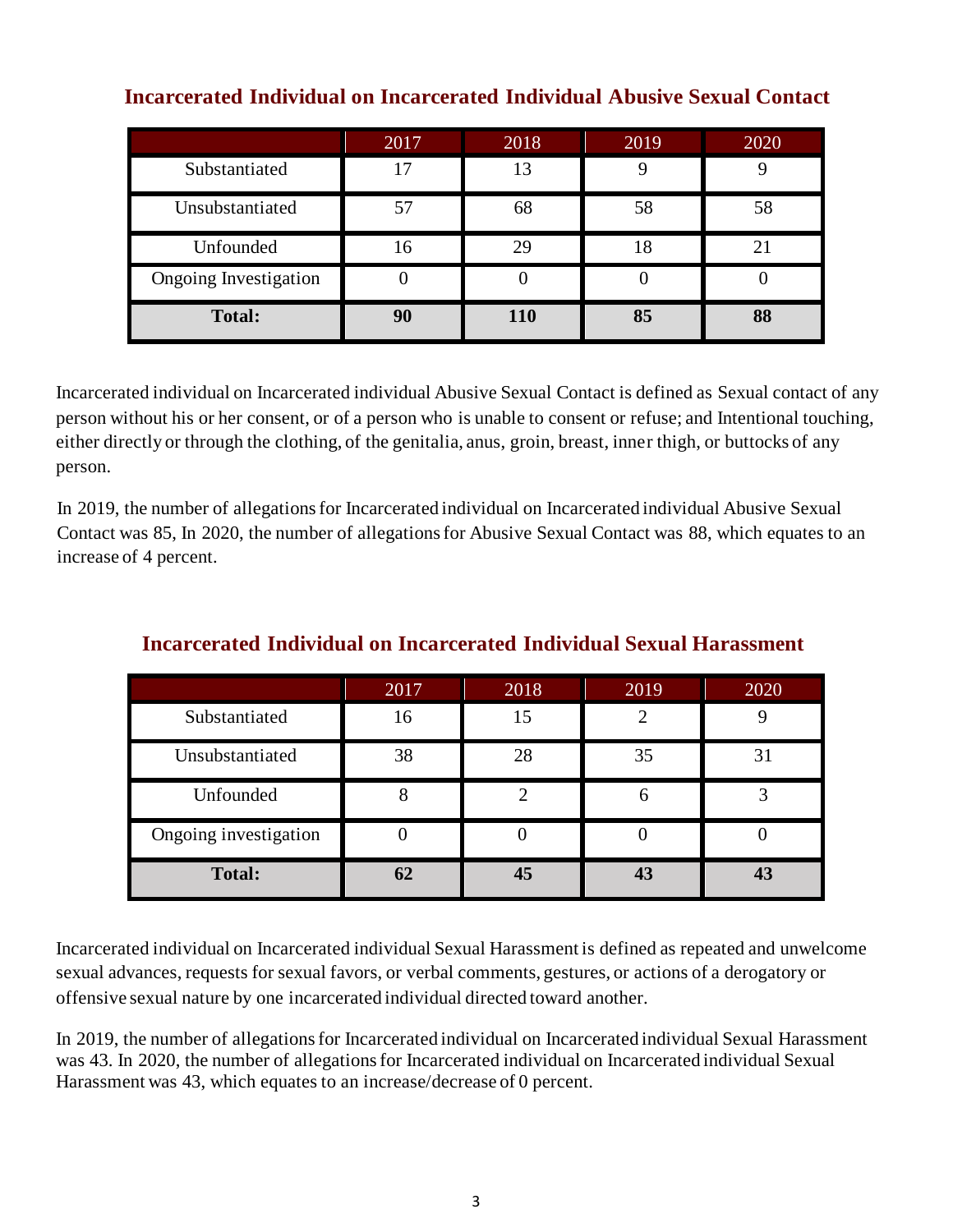## Incarcerated Individual on Incarcerated Individual Abusive Sexual Contact

| | 2017 | 2018 | 2019 | 2020 |
|---|---|---|---|---|
| Substantiated | 17 | 13 | 9 | 9 |
| Unsubstantiated | 57 | 68 | 58 | 58 |
| Unfounded | 16 | 29 | 18 | 21 |
| Ongoing Investigation | 0 | 0 | 0 | 0 |
| **Total:** | **90** | **110** | **85** | **88** |

Incarcerated individual on Incarcerated individual Abusive Sexual Contact is defined as Sexual contact of any person without his or her consent, or of a person who is unable to consent or refuse; and Intentional touching, either directly or through the clothing, of the genitalia, anus, groin, breast, inner thigh, or buttocks of any person.

In 2019, the number of allegations for Incarcerated individual on Incarcerated individual Abusive Sexual Contact was 85, In 2020, the number of allegations for Abusive Sexual Contact was 88, which equates to an increase of 4 percent.

## Incarcerated Individual on Incarcerated Individual Sexual Harassment

| | 2017 | 2018 | 2019 | 2020 |
|---|---|---|---|---|
| Substantiated | 16 | 15 | 2 | 9 |
| Unsubstantiated | 38 | 28 | 35 | 31 |
| Unfounded | 8 | 2 | 6 | 3 |
| Ongoing investigation | 0 | 0 | 0 | 0 |
| **Total:** | **62** | **45** | **43** | **43** |

Incarcerated individual on Incarcerated individual Sexual Harassment is defined as repeated and unwelcome sexual advances, requests for sexual favors, or verbal comments, gestures, or actions of a derogatory or offensive sexual nature by one incarcerated individual directed toward another.

In 2019, the number of allegations for Incarcerated individual on Incarcerated individual Sexual Harassment was 43. In 2020, the number of allegations for Incarcerated individual on Incarcerated individual Sexual Harassment was 43, which equates to an increase/decrease of 0 percent.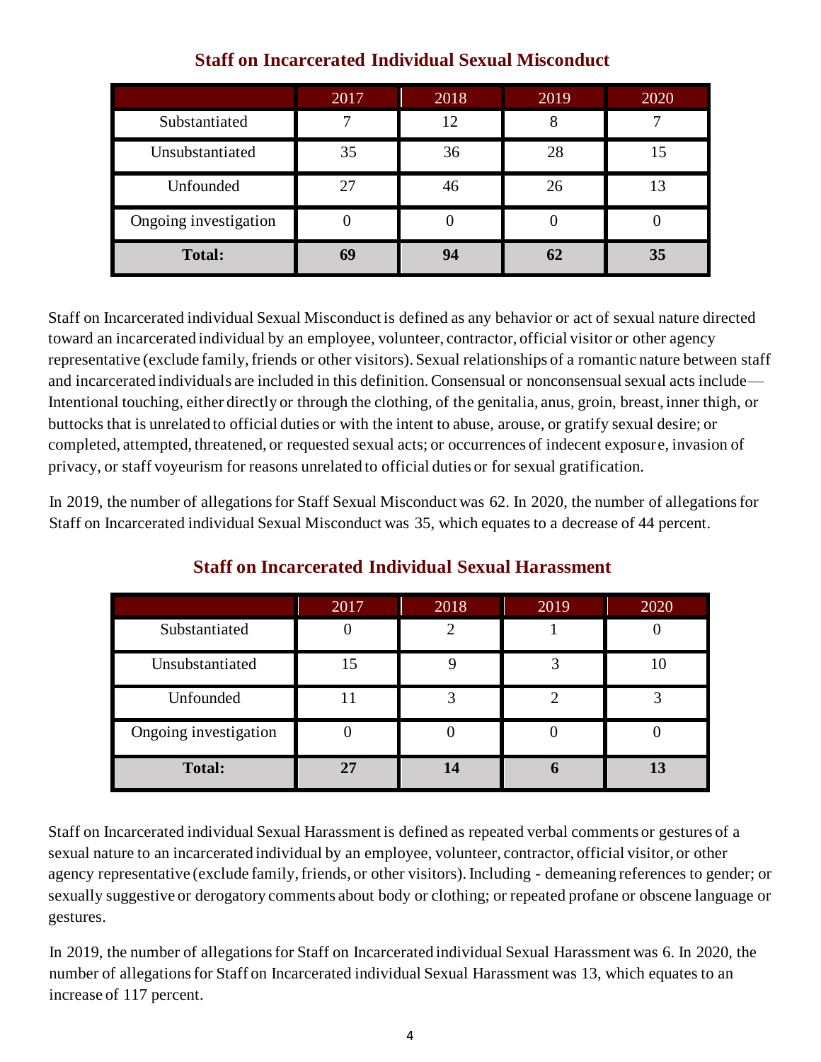## Staff on Incarcerated Individual Sexual Misconduct

| | 2017 | 2018 | 2019 | 2020 |
|---|---|---|---|---|
| Substantiated | 7 | 12 | 8 | 7 |
| Unsubstantiated | 35 | 36 | 28 | 15 |
| Unfounded | 27 | 46 | 26 | 13 |
| Ongoing investigation | 0 | 0 | 0 | 0 |
| **Total:** | **69** | **94** | **62** | **35** |

Staff on Incarcerated individual Sexual Misconduct is defined as any behavior or act of sexual nature directed toward an incarcerated individual by an employee, volunteer, contractor, official visitor or other agency representative (exclude family, friends or other visitors). Sexual relationships of a romantic nature between staff and incarcerated individuals are included in this definition. Consensual or nonconsensual sexual acts include— Intentional touching, either directly or through the clothing, of the genitalia, anus, groin, breast, inner thigh, or buttocks that is unrelated to official duties or with the intent to abuse, arouse, or gratify sexual desire; or completed, attempted, threatened, or requested sexual acts; or occurrences of indecent exposure, invasion of privacy, or staff voyeurism for reasons unrelated to official duties or for sexual gratification.

In 2019, the number of allegations for Staff Sexual Misconduct was 62. In 2020, the number of allegations for Staff on Incarcerated individual Sexual Misconduct was 35, which equates to a decrease of 44 percent.

## Staff on Incarcerated Individual Sexual Harassment

| | 2017 | 2018 | 2019 | 2020 |
|---|---|---|---|---|
| Substantiated | 0 | 2 | 1 | 0 |
| Unsubstantiated | 15 | 9 | 3 | 10 |
| Unfounded | 11 | 3 | 2 | 3 |
| Ongoing investigation | 0 | 0 | 0 | 0 |
| **Total:** | **27** | **14** | **6** | **13** |

Staff on Incarcerated individual Sexual Harassment is defined as repeated verbal comments or gestures of a sexual nature to an incarcerated individual by an employee, volunteer, contractor, official visitor, or other agency representative (exclude family, friends, or other visitors). Including - demeaning references to gender; or sexually suggestive or derogatory comments about body or clothing; or repeated profane or obscene language or gestures.

In 2019, the number of allegations for Staff on Incarcerated individual Sexual Harassment was 6. In 2020, the number of allegations for Staff on Incarcerated individual Sexual Harassment was 13, which equates to an increase of 117 percent.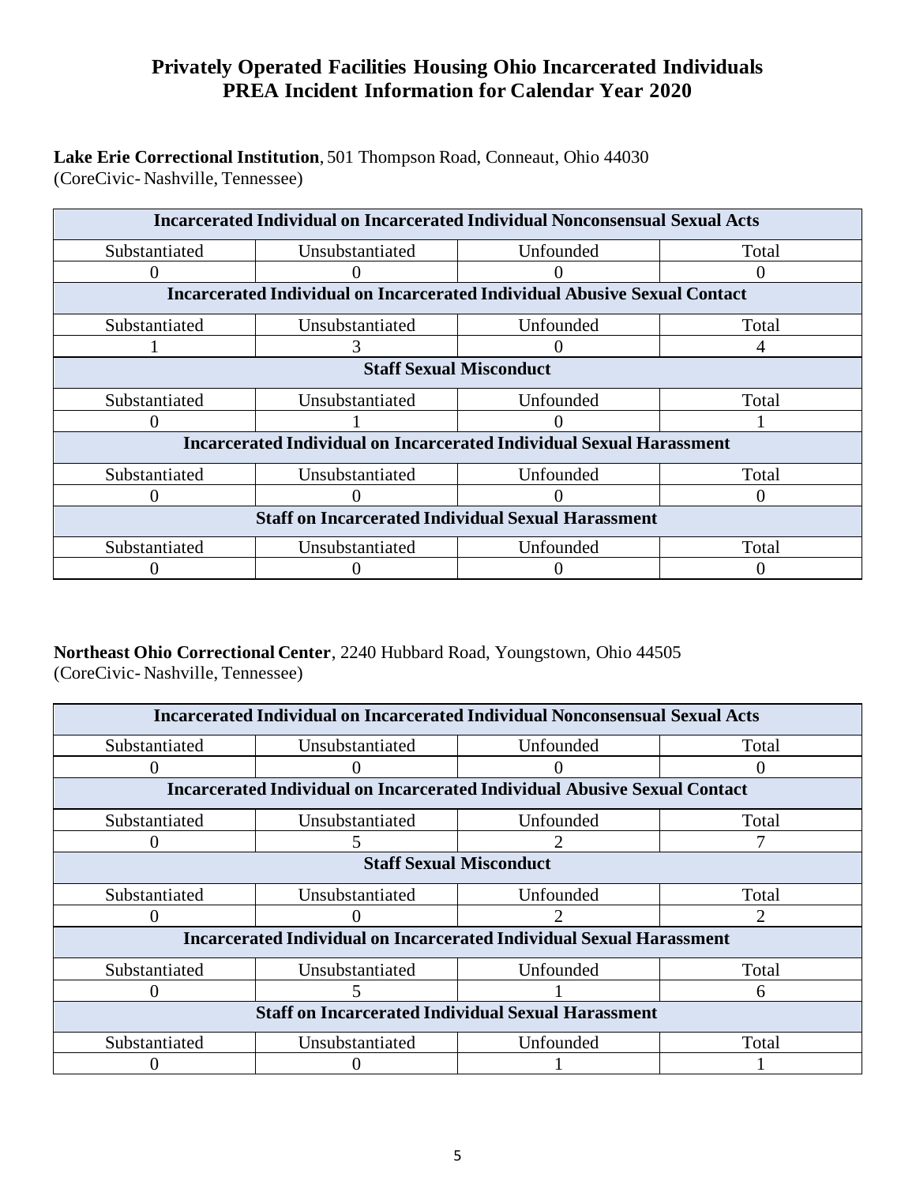# Privately Operated Facilities Housing Ohio Incarcerated Individuals
# PREA Incident Information for Calendar Year 2020

**Lake Erie Correctional Institution**, 501 Thompson Road, Conneaut, Ohio 44030
(CoreCivic- Nashville, Tennessee)

| Incarcerated Individual on Incarcerated Individual Nonconsensual Sexual Acts | | | |
|---|---|---|---|
| Substantiated | Unsubstantiated | Unfounded | Total |
| 0 | 0 | 0 | 0 |
| **Incarcerated Individual on Incarcerated Individual Abusive Sexual Contact** | | | |
| Substantiated | Unsubstantiated | Unfounded | Total |
| 1 | 3 | 0 | 4 |
| **Staff Sexual Misconduct** | | | |
| Substantiated | Unsubstantiated | Unfounded | Total |
| 0 | 1 | 0 | 1 |
| **Incarcerated Individual on Incarcerated Individual Sexual Harassment** | | | |
| Substantiated | Unsubstantiated | Unfounded | Total |
| 0 | 0 | 0 | 0 |
| **Staff on Incarcerated Individual Sexual Harassment** | | | |
| Substantiated | Unsubstantiated | Unfounded | Total |
| 0 | 0 | 0 | 0 |

**Northeast Ohio Correctional Center**, 2240 Hubbard Road, Youngstown, Ohio 44505
(CoreCivic- Nashville, Tennessee)

| Incarcerated Individual on Incarcerated Individual Nonconsensual Sexual Acts | | | |
|---|---|---|---|
| Substantiated | Unsubstantiated | Unfounded | Total |
| 0 | 0 | 0 | 0 |
| **Incarcerated Individual on Incarcerated Individual Abusive Sexual Contact** | | | |
| Substantiated | Unsubstantiated | Unfounded | Total |
| 0 | 5 | 2 | 7 |
| **Staff Sexual Misconduct** | | | |
| Substantiated | Unsubstantiated | Unfounded | Total |
| 0 | 0 | 2 | 2 |
| **Incarcerated Individual on Incarcerated Individual Sexual Harassment** | | | |
| Substantiated | Unsubstantiated | Unfounded | Total |
| 0 | 5 | 1 | 6 |
| **Staff on Incarcerated Individual Sexual Harassment** | | | |
| Substantiated | Unsubstantiated | Unfounded | Total |
| 0 | 0 | 1 | 1 |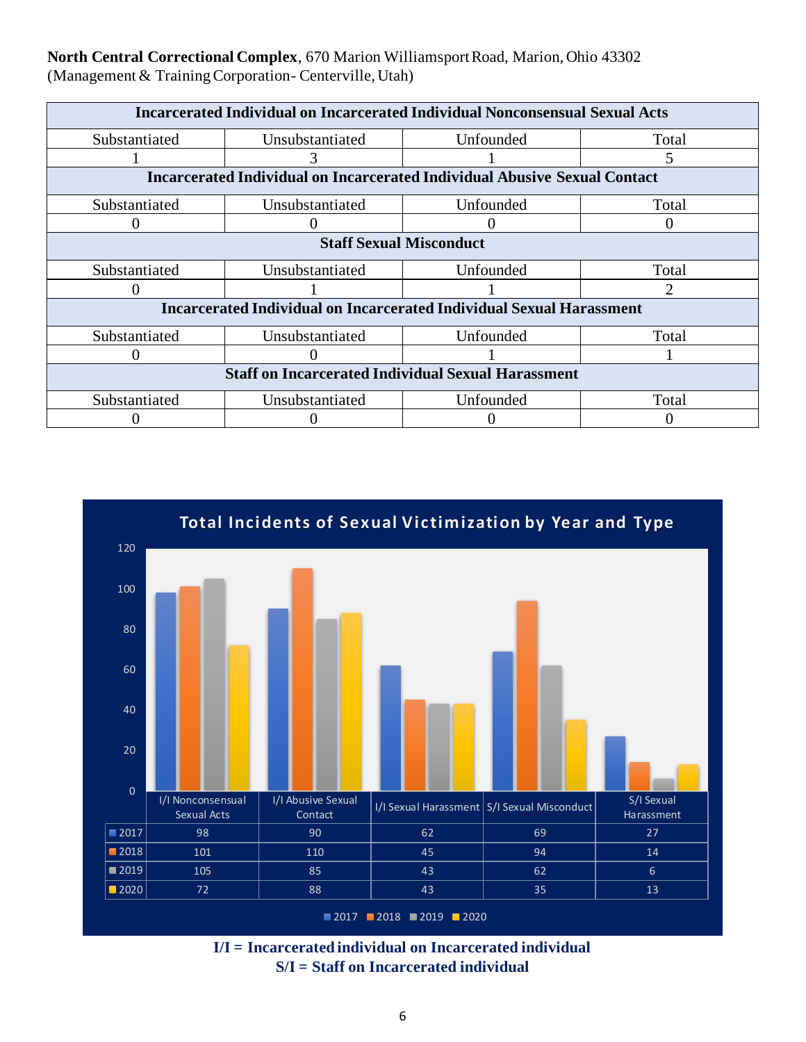**North Central Correctional Complex**, 670 Marion Williamsport Road, Marion, Ohio 43302
(Management & Training Corporation- Centerville, Utah)

| Incarcerated Individual on Incarcerated Individual Nonconsensual Sexual Acts | | | |
|---|---|---|---|
| Substantiated | Unsubstantiated | Unfounded | Total |
| 1 | 3 | 1 | 5 |
| **Incarcerated Individual on Incarcerated Individual Abusive Sexual Contact** | | | |
| Substantiated | Unsubstantiated | Unfounded | Total |
| 0 | 0 | 0 | 0 |
| **Staff Sexual Misconduct** | | | |
| Substantiated | Unsubstantiated | Unfounded | Total |
| 0 | 1 | 1 | 2 |
| **Incarcerated Individual on Incarcerated Individual Sexual Harassment** | | | |
| Substantiated | Unsubstantiated | Unfounded | Total |
| 0 | 0 | 1 | 1 |
| **Staff on Incarcerated Individual Sexual Harassment** | | | |
| Substantiated | Unsubstantiated | Unfounded | Total |
| 0 | 0 | 0 | 0 |

**Total Incidents of Sexual Victimization by Year and Type**

| | I/I Nonconsensual Sexual Acts | I/I Abusive Sexual Contact | I/I Sexual Harassment | S/I Sexual Misconduct | S/I Sexual Harassment |
|---|---|---|---|---|---|
| 2017 | 98 | 90 | 62 | 69 | 27 |
| 2018 | 101 | 110 | 45 | 94 | 14 |
| 2019 | 105 | 85 | 43 | 62 | 6 |
| 2020 | 72 | 88 | 43 | 35 | 13 |

**I/I = Incarcerated individual on Incarcerated individual**
**S/I = Staff on Incarcerated individual**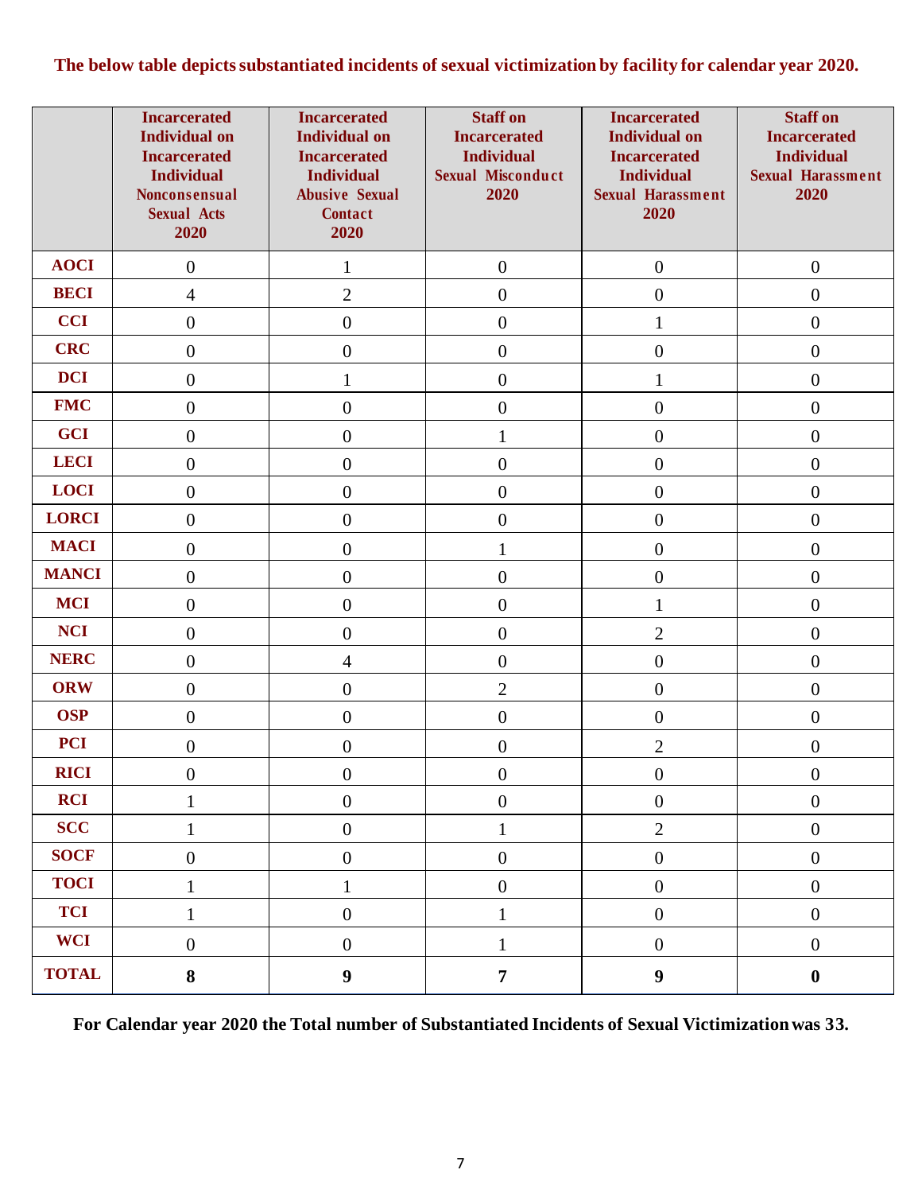**The below table depicts substantiated incidents of sexual victimization by facility for calendar year 2020.**

| | Incarcerated Individual on Incarcerated Individual Nonconsensual Sexual Acts 2020 | Incarcerated Individual on Incarcerated Individual Abusive Sexual Contact 2020 | Staff on Incarcerated Individual Sexual Misconduct 2020 | Incarcerated Individual on Incarcerated Individual Sexual Harassment 2020 | Staff on Incarcerated Individual Sexual Harassment 2020 |
|---|---|---|---|---|---|
| **AOCI** | 0 | 1 | 0 | 0 | 0 |
| **BECI** | 4 | 2 | 0 | 0 | 0 |
| **CCI** | 0 | 0 | 0 | 1 | 0 |
| **CRC** | 0 | 0 | 0 | 0 | 0 |
| **DCI** | 0 | 1 | 0 | 1 | 0 |
| **FMC** | 0 | 0 | 0 | 0 | 0 |
| **GCI** | 0 | 0 | 1 | 0 | 0 |
| **LECI** | 0 | 0 | 0 | 0 | 0 |
| **LOCI** | 0 | 0 | 0 | 0 | 0 |
| **LORCI** | 0 | 0 | 0 | 0 | 0 |
| **MACI** | 0 | 0 | 1 | 0 | 0 |
| **MANCI** | 0 | 0 | 0 | 0 | 0 |
| **MCI** | 0 | 0 | 0 | 1 | 0 |
| **NCI** | 0 | 0 | 0 | 2 | 0 |
| **NERC** | 0 | 4 | 0 | 0 | 0 |
| **ORW** | 0 | 0 | 2 | 0 | 0 |
| **OSP** | 0 | 0 | 0 | 0 | 0 |
| **PCI** | 0 | 0 | 0 | 2 | 0 |
| **RICI** | 0 | 0 | 0 | 0 | 0 |
| **RCI** | 1 | 0 | 0 | 0 | 0 |
| **SCC** | 1 | 0 | 1 | 2 | 0 |
| **SOCF** | 0 | 0 | 0 | 0 | 0 |
| **TOCI** | 1 | 1 | 0 | 0 | 0 |
| **TCI** | 1 | 0 | 1 | 0 | 0 |
| **WCI** | 0 | 0 | 1 | 0 | 0 |
| **TOTAL** | **8** | **9** | **7** | **9** | **0** |

**For Calendar year 2020 the Total number of Substantiated Incidents of Sexual Victimization was 33.**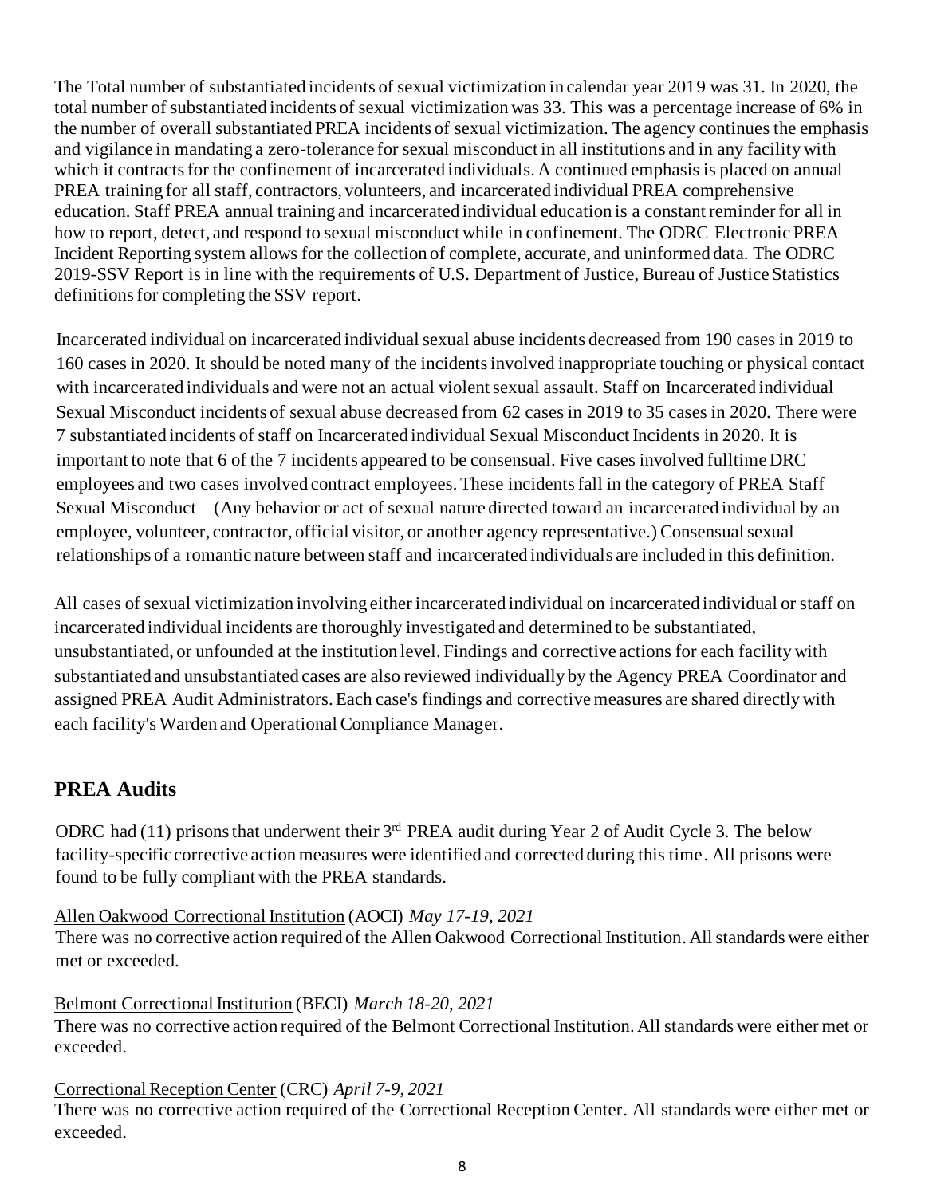The Total number of substantiated incidents of sexual victimization in calendar year 2019 was 31. In 2020, the total number of substantiated incidents of sexual victimization was 33. This was a percentage increase of 6% in the number of overall substantiated PREA incidents of sexual victimization. The agency continues the emphasis and vigilance in mandating a zero-tolerance for sexual misconduct in all institutions and in any facility with which it contracts for the confinement of incarcerated individuals. A continued emphasis is placed on annual PREA training for all staff, contractors, volunteers, and incarcerated individual PREA comprehensive education. Staff PREA annual training and incarcerated individual education is a constant reminder for all in how to report, detect, and respond to sexual misconduct while in confinement. The ODRC Electronic PREA Incident Reporting system allows for the collection of complete, accurate, and uninformed data. The ODRC 2019-SSV Report is in line with the requirements of U.S. Department of Justice, Bureau of Justice Statistics definitions for completing the SSV report.

Incarcerated individual on incarcerated individual sexual abuse incidents decreased from 190 cases in 2019 to 160 cases in 2020. It should be noted many of the incidents involved inappropriate touching or physical contact with incarcerated individuals and were not an actual violent sexual assault. Staff on Incarcerated individual Sexual Misconduct incidents of sexual abuse decreased from 62 cases in 2019 to 35 cases in 2020. There were 7 substantiated incidents of staff on Incarcerated individual Sexual Misconduct Incidents in 2020. It is important to note that 6 of the 7 incidents appeared to be consensual. Five cases involved fulltime DRC employees and two cases involved contract employees. These incidents fall in the category of PREA Staff Sexual Misconduct – (Any behavior or act of sexual nature directed toward an incarcerated individual by an employee, volunteer, contractor, official visitor, or another agency representative.) Consensual sexual relationships of a romantic nature between staff and incarcerated individuals are included in this definition.

All cases of sexual victimization involving either incarcerated individual on incarcerated individual or staff on incarcerated individual incidents are thoroughly investigated and determined to be substantiated, unsubstantiated, or unfounded at the institution level. Findings and corrective actions for each facility with substantiated and unsubstantiated cases are also reviewed individually by the Agency PREA Coordinator and assigned PREA Audit Administrators. Each case's findings and corrective measures are shared directly with each facility's Warden and Operational Compliance Manager.

## PREA Audits

ODRC had (11) prisons that underwent their 3rd PREA audit during Year 2 of Audit Cycle 3. The below facility-specific corrective action measures were identified and corrected during this time. All prisons were found to be fully compliant with the PREA standards.

Allen Oakwood Correctional Institution (AOCI) *May 17-19, 2021*
There was no corrective action required of the Allen Oakwood Correctional Institution. All standards were either met or exceeded.

Belmont Correctional Institution (BECI) *March 18-20, 2021*
There was no corrective action required of the Belmont Correctional Institution. All standards were either met or exceeded.

Correctional Reception Center (CRC) *April 7-9, 2021*
There was no corrective action required of the Correctional Reception Center. All standards were either met or exceeded.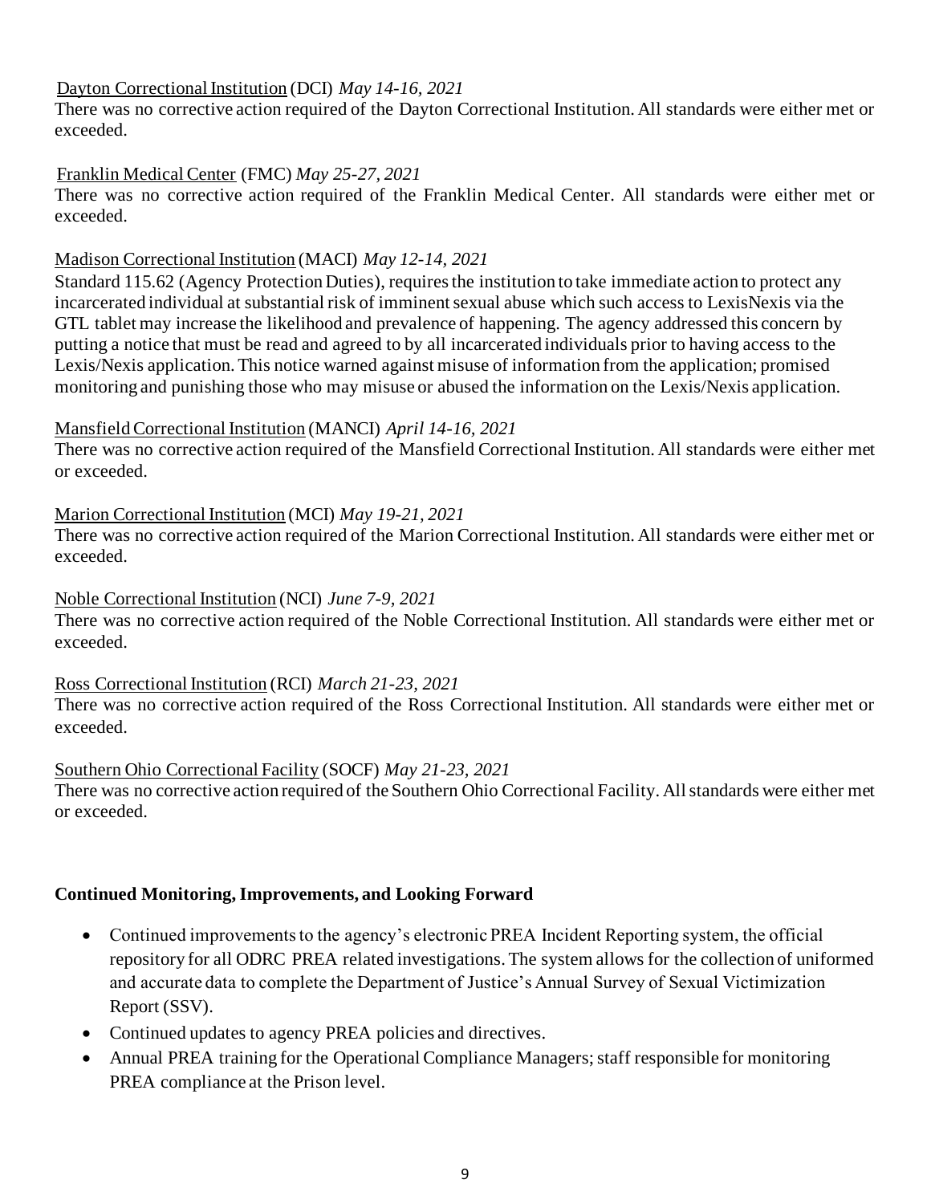Dayton Correctional Institution (DCI) *May 14-16, 2021*
There was no corrective action required of the Dayton Correctional Institution. All standards were either met or exceeded.

Franklin Medical Center (FMC) *May 25-27, 2021*
There was no corrective action required of the Franklin Medical Center. All standards were either met or exceeded.

Madison Correctional Institution (MACI) *May 12-14, 2021*
Standard 115.62 (Agency Protection Duties), requires the institution to take immediate action to protect any incarcerated individual at substantial risk of imminent sexual abuse which such access to LexisNexis via the GTL tablet may increase the likelihood and prevalence of happening. The agency addressed this concern by putting a notice that must be read and agreed to by all incarcerated individuals prior to having access to the Lexis/Nexis application. This notice warned against misuse of information from the application; promised monitoring and punishing those who may misuse or abused the information on the Lexis/Nexis application.

Mansfield Correctional Institution (MANCI) *April 14-16, 2021*
There was no corrective action required of the Mansfield Correctional Institution. All standards were either met or exceeded.

Marion Correctional Institution (MCI) *May 19-21, 2021*
There was no corrective action required of the Marion Correctional Institution. All standards were either met or exceeded.

Noble Correctional Institution (NCI) *June 7-9, 2021*
There was no corrective action required of the Noble Correctional Institution. All standards were either met or exceeded.

Ross Correctional Institution (RCI) *March 21-23, 2021*
There was no corrective action required of the Ross Correctional Institution. All standards were either met or exceeded.

Southern Ohio Correctional Facility (SOCF) *May 21-23, 2021*
There was no corrective action required of the Southern Ohio Correctional Facility. All standards were either met or exceeded.

**Continued Monitoring, Improvements, and Looking Forward**

- Continued improvements to the agency's electronic PREA Incident Reporting system, the official repository for all ODRC PREA related investigations. The system allows for the collection of uniformed and accurate data to complete the Department of Justice's Annual Survey of Sexual Victimization Report (SSV).
- Continued updates to agency PREA policies and directives.
- Annual PREA training for the Operational Compliance Managers; staff responsible for monitoring PREA compliance at the Prison level.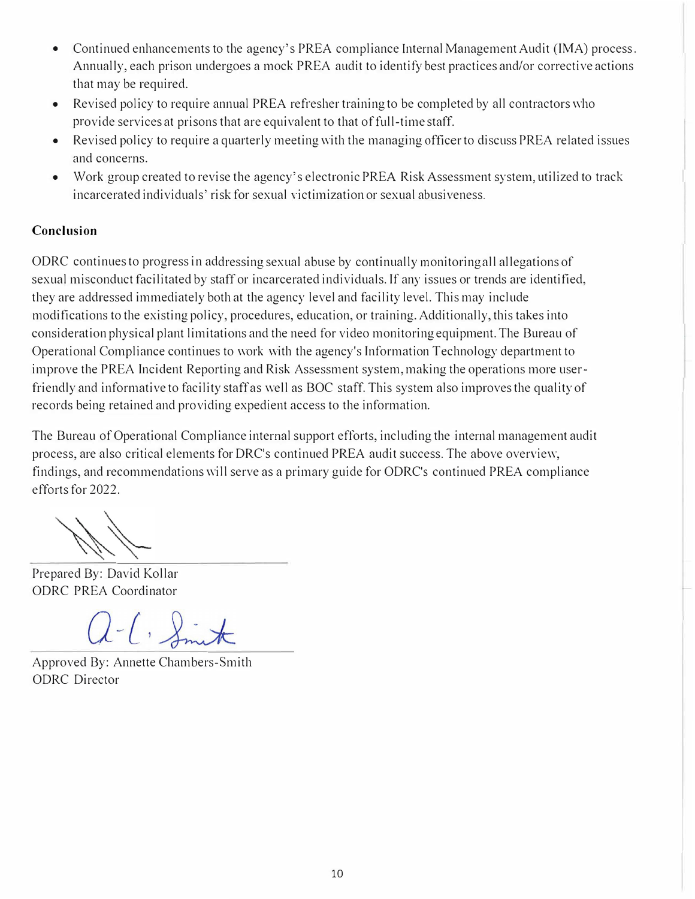- Continued enhancements to the agency's PREA compliance Internal Management Audit (IMA) process. Annually, each prison undergoes a mock PREA audit to identify best practices and/or corrective actions that may be required.
- Revised policy to require annual PREA refresher training to be completed by all contractors who provide services at prisons that are equivalent to that of full-time staff.
- Revised policy to require a quarterly meeting with the managing officer to discuss PREA related issues and concerns.
- Work group created to revise the agency's electronic PREA Risk Assessment system, utilized to track incarcerated individuals' risk for sexual victimization or sexual abusiveness.

**Conclusion**

ODRC continues to progress in addressing sexual abuse by continually monitoring all allegations of sexual misconduct facilitated by staff or incarcerated individuals. If any issues or trends are identified, they are addressed immediately both at the agency level and facility level. This may include modifications to the existing policy, procedures, education, or training. Additionally, this takes into consideration physical plant limitations and the need for video monitoring equipment. The Bureau of Operational Compliance continues to work with the agency's Information Technology department to improve the PREA Incident Reporting and Risk Assessment system, making the operations more user-friendly and informative to facility staff as well as BOC staff. This system also improves the quality of records being retained and providing expedient access to the information.

The Bureau of Operational Compliance internal support efforts, including the internal management audit process, are also critical elements for DRC's continued PREA audit success. The above overview, findings, and recommendations will serve as a primary guide for ODRC's continued PREA compliance efforts for 2022.

Prepared By: David Kollar
ODRC PREA Coordinator

Approved By: Annette Chambers-Smith
ODRC Director